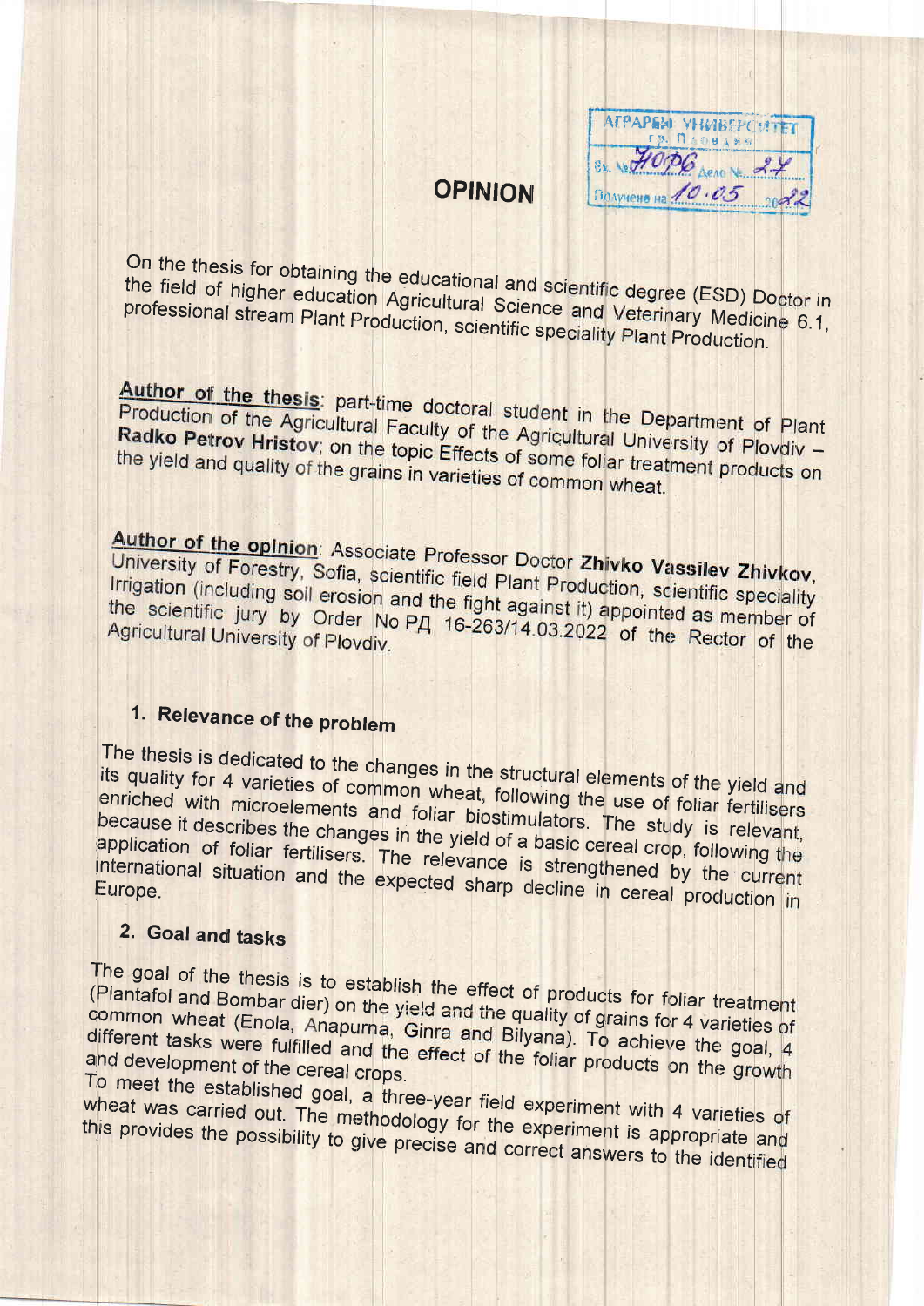# OPINION

On the thesis for obtaining the educational and scientific degree (ESD) Doctor in the field of higher education Agricultural Science and Veterinary Medicine 6.1, professional stream Plant Production, scientific speciality Plant Production.

**Author of the thesis**: part-time doctoral student in the Department of Plant Production of the Agricultural Faculty of the Agricultural University of Plovdiv – **Radko Petrov Hristov**; on the topic Effects of some foliar treatment products on the yield and quality of the grains in varieties of common wheat.

**Author of the opinion**: Associate Professor Doctor **Zhivko Vassilev Zhivkov**, University of Forestry, Sofia, scientific field Plant Production, scientific speciality Irrigation (including soil erosion and the fight against it) appointed as member of the scientific jury by Order No РД 16-263/14.03.2022 of the Rector of the Agricultural University of Plovdiv.

## 1. Relevance of the problem

The thesis is dedicated to the changes in the structural elements of the yield and its quality for 4 varieties of common wheat, following the use of foliar fertilisers enriched with microelements and foliar biostimulators. The study is relevant, because it describes the changes in the yield of a basic cereal crop, following the application of foliar fertilisers. The relevance is strengthened by the current international situation and the expected sharp decline in cereal production in Europe.

## 2. Goal and tasks

The goal of the thesis is to establish the effect of products for foliar treatment (Plantafol and Bombar dier) on the yield and the quality of grains for 4 varieties of common wheat (Enola, Anapurna, Ginra and Bilyana). To achieve the goal, 4 different tasks were fulfilled and the effect of the foliar products on the growth and development of the cereal crops.

To meet the established goal, a three-year field experiment with 4 varieties of wheat was carried out. The methodology for the experiment is appropriate and this provides the possibility to give precise and correct answers to the identified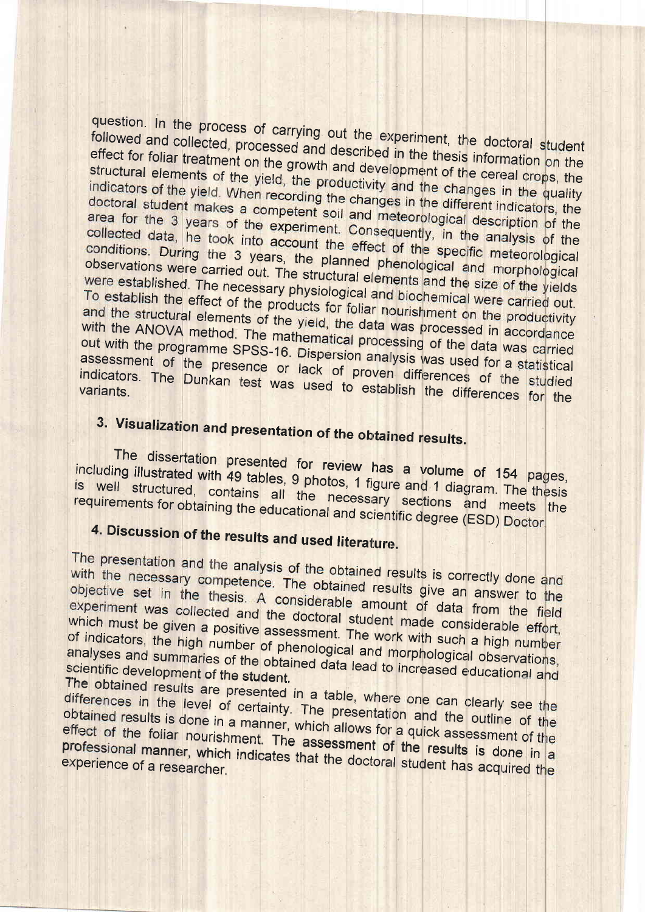question. In the process of carrying out the experiment, the doctoral student followed and collected, processed and described in the thesis information on the effect for foliar treatment on the growth and development of the cereal crops, the structural elements of the yield, the productivity and the changes in the quality indicators of the yield. When recording the changes in the different indicators, the doctoral student makes a competent soil and meteorological description of the area for the 3 years of the experiment. Consequently, in the analysis of the collected data, he took into account the effect of the specific meteorological conditions. During the 3 years, the planned phenological and morphological observations were carried out. The structural elements and the size of the yields were established. The necessary physiological and biochemical were carried out. To establish the effect of the products for foliar nourishment on the productivity and the structural elements of the yield, the data was processed in accordance with the ANOVA method. The mathematical processing of the data was carried out with the programme SPSS-16. Dispersion analysis was used for a statistical assessment of the presence or lack of proven differences of the studied indicators. The Dunkan test was used to establish the differences for the variants.

## 3. Visualization and presentation of the obtained results.

The dissertation presented for review has a volume of 154 pages, including illustrated with 49 tables, 9 photos, 1 figure and 1 diagram. The thesis is well structured, contains all the necessary sections and meets the requirements for obtaining the educational and scientific degree (ESD) Doctor.

## 4. Discussion of the results and used literature.

The presentation and the analysis of the obtained results is correctly done and with the necessary competence. The obtained results give an answer to the objective set in the thesis. A considerable amount of data from the field experiment was collected and the doctoral student made considerable effort, which must be given a positive assessment. The work with such a high number of indicators, the high number of phenological and morphological observations, analyses and summaries of the obtained data lead to increased educational and scientific development of the student.

The obtained results are presented in a table, where one can clearly see the differences in the level of certainty. The presentation and the outline of the obtained results is done in a manner, which allows for a quick assessment of the effect of the foliar nourishment. The assessment of the results is done in a professional manner, which indicates that the doctoral student has acquired the experience of a researcher.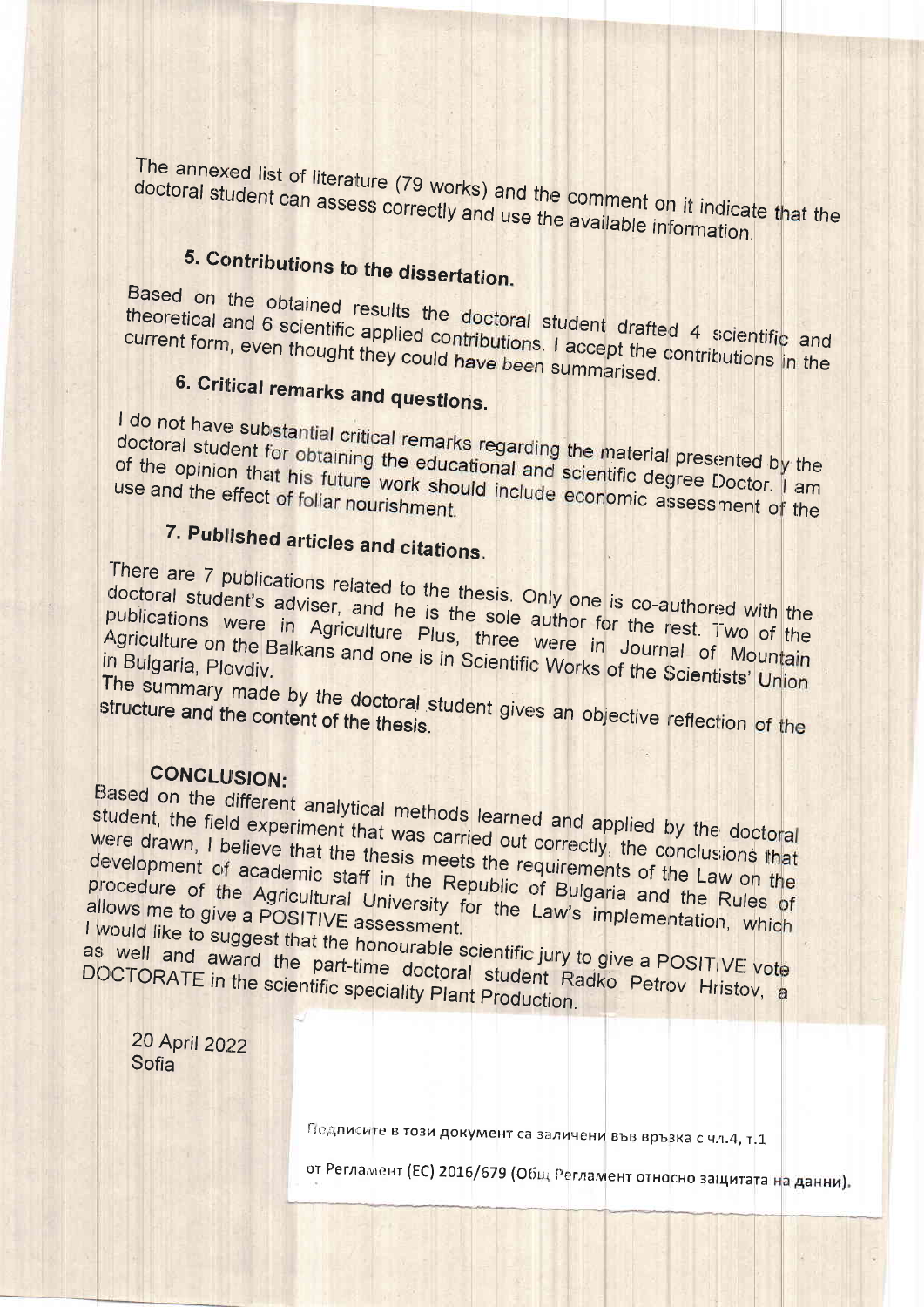The annexed list of literature (79 works) and the comment on it indicate that the doctoral student can assess correctly and use the available information.

## 5. Contributions to the dissertation.

Based on the obtained results the doctoral student drafted 4 scientific and theoretical and 6 scientific applied contributions. I accept the contributions in the current form, even thought they could have been summarised.

## 6. Critical remarks and questions.

I do not have substantial critical remarks regarding the material presented by the doctoral student for obtaining the educational and scientific degree Doctor. I am of the opinion that his future work should include economic assessment of the use and the effect of foliar nourishment.

## 7. Published articles and citations.

There are 7 publications related to the thesis. Only one is co-authored with the doctoral student's adviser, and he is the sole author for the rest. Two of the publications were in Agriculture Plus, three were in Journal of Mountain Agriculture on the Balkans and one is in Scientific Works of the Scientists' Union in Bulgaria, Plovdiv.

The summary made by the doctoral student gives an objective reflection of the structure and the content of the thesis.

## CONCLUSION:

Based on the different analytical methods learned and applied by the doctoral student, the field experiment that was carried out correctly, the conclusions that were drawn, I believe that the thesis meets the requirements of the Law on the development of academic staff in the Republic of Bulgaria and the Rules of procedure of the Agricultural University for the Law's implementation, which allows me to give a POSITIVE assessment.

I would like to suggest that the honourable scientific jury to give a POSITIVE vote as well and award the part-time doctoral student Radko Petrov Hristov, a DOCTORATE in the scientific speciality Plant Production.

20 April 2022
Sofia

Подписите в този документ са заличени във връзка с чл.4, т.1 от Регламент (ЕС) 2016/679 (Общ Регламент относно защитата на данни).